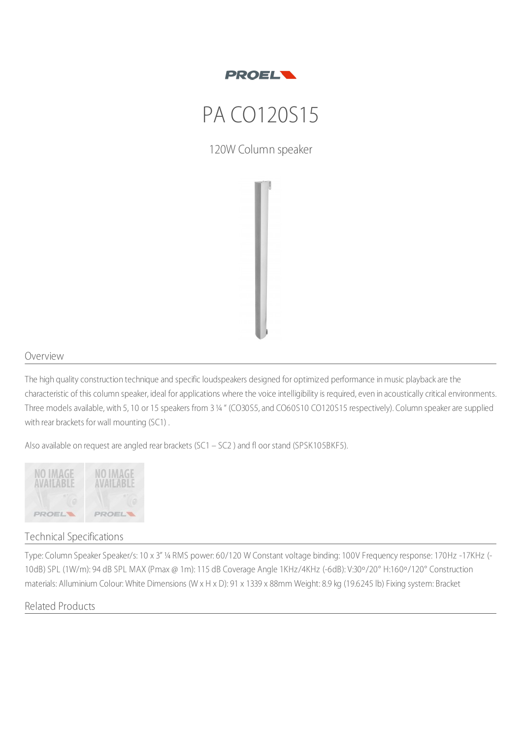PROEL

# PA CO120S15

120W Column speaker

## Overview

The high quality construction technique and specific loudspeakers designed for optimized performance in music playback are the characteristic of this column speaker, ideal for applications where the voice intelligibility is required, even in acoustically critical environments. Three models available, with 5, 10 or 15 speakers from 3 ¼ " (CO30S5, and CO60S10 CO120S15 respectively). Column speaker are supplied with rear brackets for wall mounting (SC1) .

Also available on request are angled rear brackets (SC1 – SC2 ) and fl oor stand (SPSK105BKF5).

## Technical Specifications

Type: Column Speaker Speaker/s: 10 x 3" ¼ RMS power: 60/120 W Constant voltage binding: 100V Frequency response: 170Hz -17KHz (-10dB) SPL (1W/m): 94 dB SPL MAX (Pmax @ 1m): 115 dB Coverage Angle 1KHz/4KHz (-6dB): V:30°/20° H:160°/120° Construction materials: Alluminium Colour: White Dimensions (W x H x D): 91 x 1339 x 88mm Weight: 8.9 kg (19.6245 lb) Fixing system: Bracket

## Related Products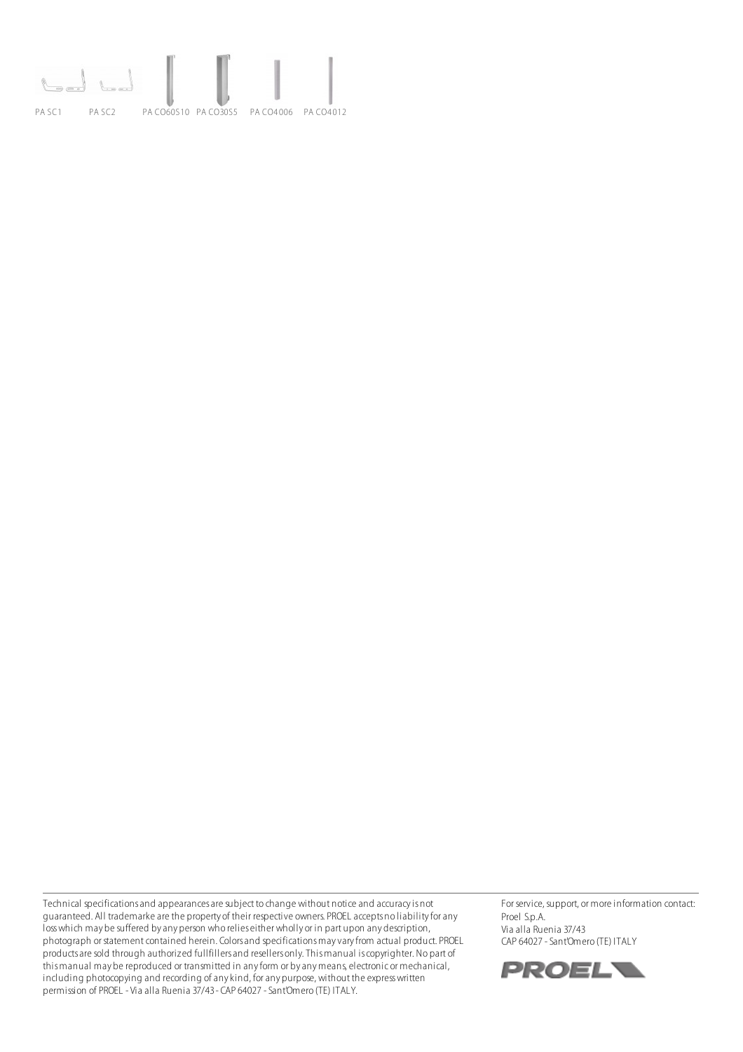PA SC1 PA SC2 PA CO60S10 PA CO30S5 PA CO4006 PA CO4012

Technical specifications and appearances are subject to change without notice and accuracy is not guaranteed. All trademarke are the property of their respective owners. PROEL accepts no liability for any loss which may be suffered by any person who relies either wholly or in part upon any description, photograph or statement contained herein. Colors and specifications may vary from actual product. PROEL products are sold through authorized fullfillers and resellers only. This manual is copyrighter. No part of this manual may be reproduced or transmitted in any form or by any means, electronic or mechanical, including photocopying and recording of any kind, for any purpose, without the express written permission of PROEL - Via alla Ruenia 37/43 - CAP 64027 - Sant'Omero (TE) ITALY.

For service, support, or more information contact:
Proel S.p.A.
Via alla Ruenia 37/43
CAP 64027 - Sant'Omero (TE) ITALY

PROEL